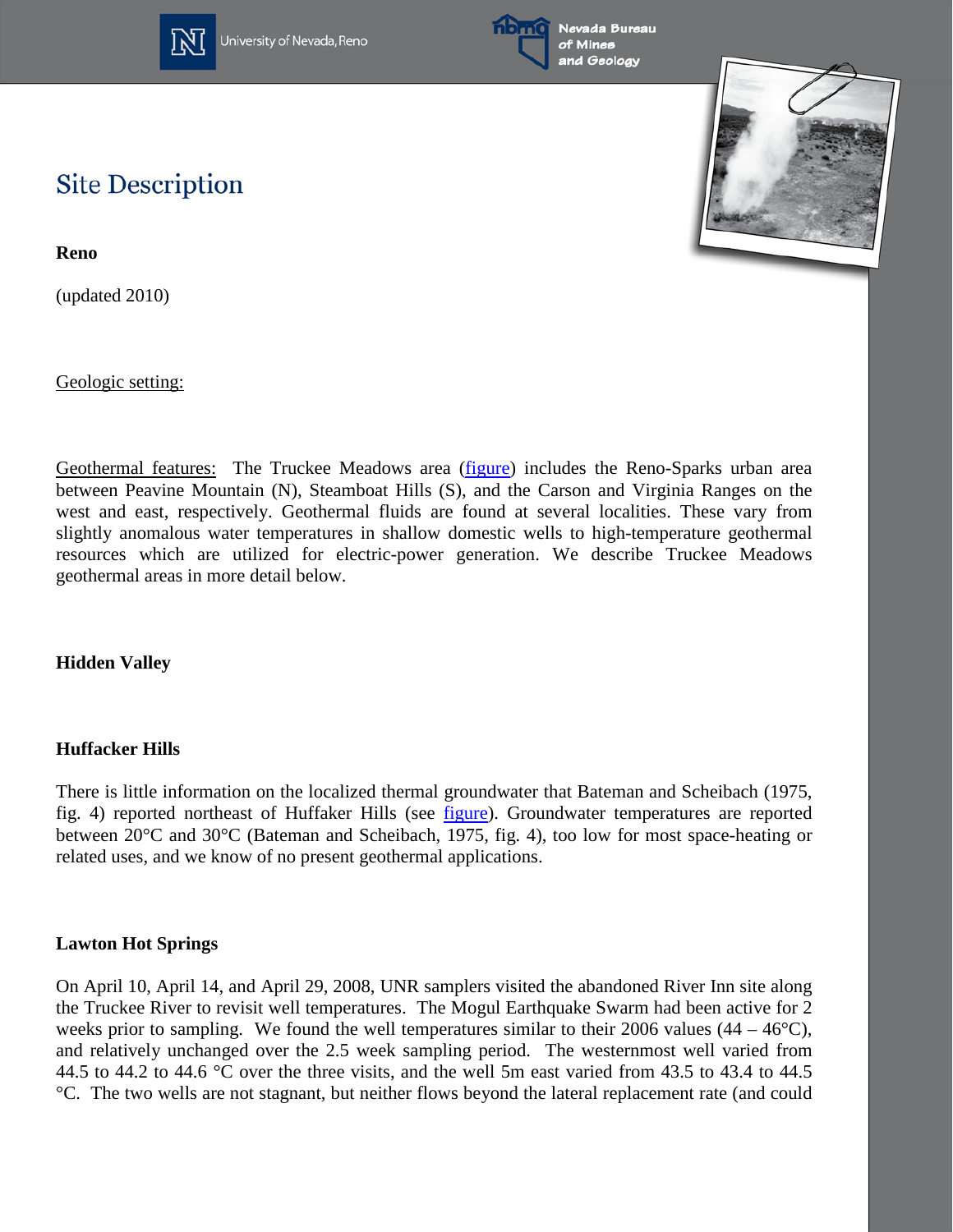## Site Description

**Reno**

(updated 2010)

Geologic setting:

Geothermal features: The Truckee Meadows area (figure) includes the Reno-Sparks urban area between Peavine Mountain (N), Steamboat Hills (S), and the Carson and Virginia Ranges on the west and east, respectively. Geothermal fluids are found at several localities. These vary from slightly anomalous water temperatures in shallow domestic wells to high-temperature geothermal resources which are utilized for electric-power generation. We describe Truckee Meadows geothermal areas in more detail below.

**Hidden Valley**

**Huffacker Hills**

There is little information on the localized thermal groundwater that Bateman and Scheibach (1975, fig. 4) reported northeast of Huffaker Hills (see figure). Groundwater temperatures are reported between 20°C and 30°C (Bateman and Scheibach, 1975, fig. 4), too low for most space-heating or related uses, and we know of no present geothermal applications.

**Lawton Hot Springs**

On April 10, April 14, and April 29, 2008, UNR samplers visited the abandoned River Inn site along the Truckee River to revisit well temperatures. The Mogul Earthquake Swarm had been active for 2 weeks prior to sampling. We found the well temperatures similar to their 2006 values (44 – 46°C), and relatively unchanged over the 2.5 week sampling period. The westernmost well varied from 44.5 to 44.2 to 44.6 °C over the three visits, and the well 5m east varied from 43.5 to 43.4 to 44.5 °C. The two wells are not stagnant, but neither flows beyond the lateral replacement rate (and could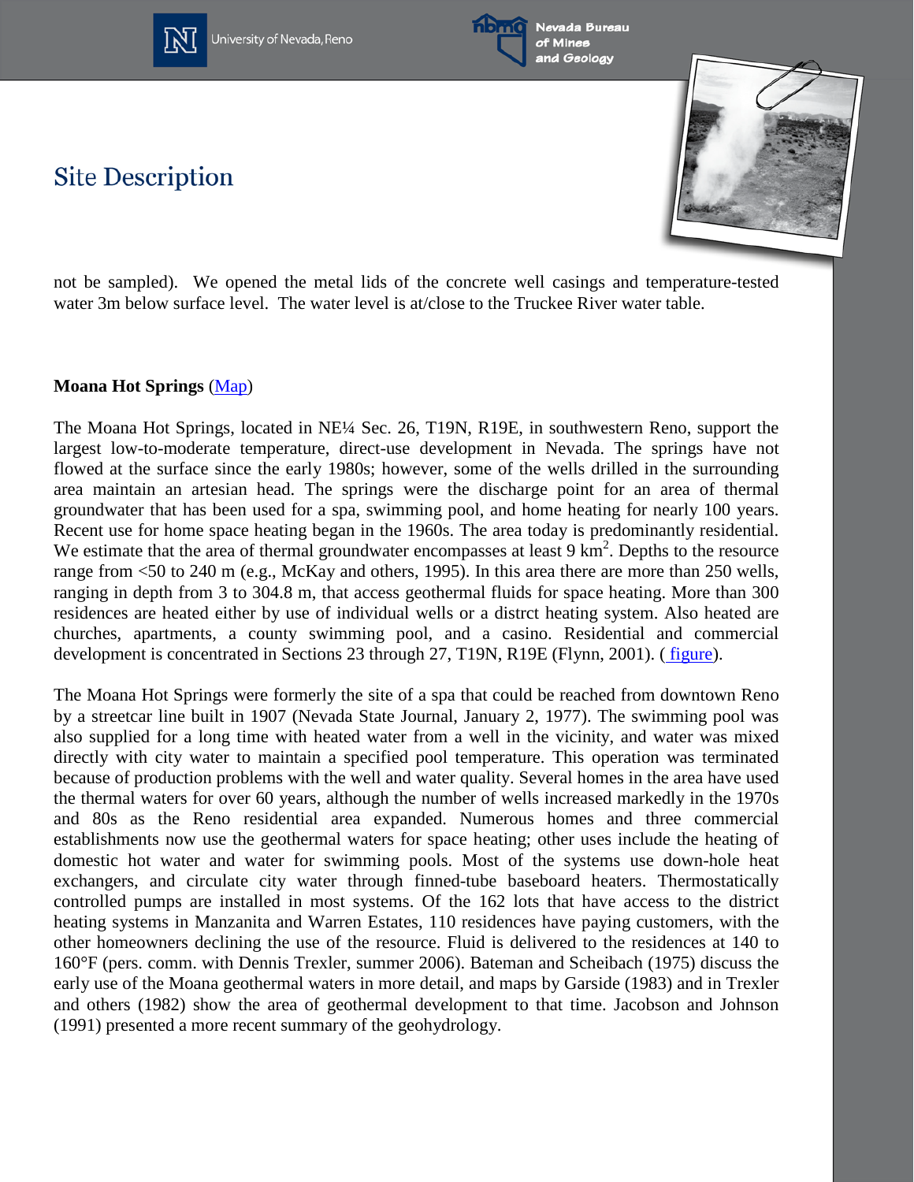## Site Description

not be sampled). We opened the metal lids of the concrete well casings and temperature-tested water 3m below surface level. The water level is at/close to the Truckee River water table.

**Moana Hot Springs** (Map)

The Moana Hot Springs, located in NE¼ Sec. 26, T19N, R19E, in southwestern Reno, support the largest low-to-moderate temperature, direct-use development in Nevada. The springs have not flowed at the surface since the early 1980s; however, some of the wells drilled in the surrounding area maintain an artesian head. The springs were the discharge point for an area of thermal groundwater that has been used for a spa, swimming pool, and home heating for nearly 100 years. Recent use for home space heating began in the 1960s. The area today is predominantly residential. We estimate that the area of thermal groundwater encompasses at least 9 $km^2$. Depths to the resource range from <50 to 240 m (e.g., McKay and others, 1995). In this area there are more than 250 wells, ranging in depth from 3 to 304.8 m, that access geothermal fluids for space heating. More than 300 residences are heated either by use of individual wells or a distrct heating system. Also heated are churches, apartments, a county swimming pool, and a casino. Residential and commercial development is concentrated in Sections 23 through 27, T19N, R19E (Flynn, 2001). ( figure).

The Moana Hot Springs were formerly the site of a spa that could be reached from downtown Reno by a streetcar line built in 1907 (Nevada State Journal, January 2, 1977). The swimming pool was also supplied for a long time with heated water from a well in the vicinity, and water was mixed directly with city water to maintain a specified pool temperature. This operation was terminated because of production problems with the well and water quality. Several homes in the area have used the thermal waters for over 60 years, although the number of wells increased markedly in the 1970s and 80s as the Reno residential area expanded. Numerous homes and three commercial establishments now use the geothermal waters for space heating; other uses include the heating of domestic hot water and water for swimming pools. Most of the systems use down-hole heat exchangers, and circulate city water through finned-tube baseboard heaters. Thermostatically controlled pumps are installed in most systems. Of the 162 lots that have access to the district heating systems in Manzanita and Warren Estates, 110 residences have paying customers, with the other homeowners declining the use of the resource. Fluid is delivered to the residences at 140 to 160°F (pers. comm. with Dennis Trexler, summer 2006). Bateman and Scheibach (1975) discuss the early use of the Moana geothermal waters in more detail, and maps by Garside (1983) and in Trexler and others (1982) show the area of geothermal development to that time. Jacobson and Johnson (1991) presented a more recent summary of the geohydrology.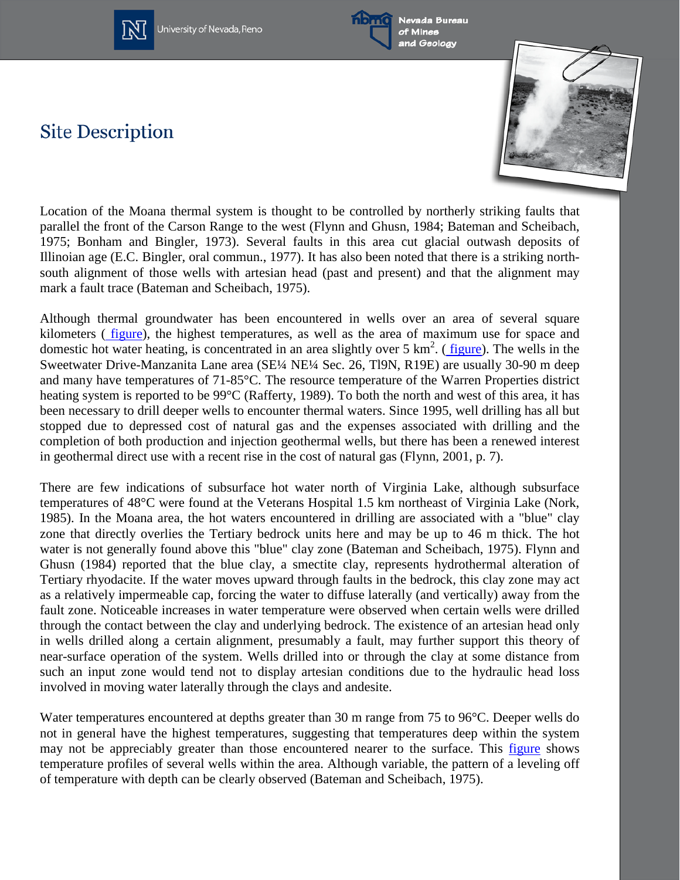# Site Description

Location of the Moana thermal system is thought to be controlled by northerly striking faults that parallel the front of the Carson Range to the west (Flynn and Ghusn, 1984; Bateman and Scheibach, 1975; Bonham and Bingler, 1973). Several faults in this area cut glacial outwash deposits of Illinoian age (E.C. Bingler, oral commun., 1977). It has also been noted that there is a striking north-south alignment of those wells with artesian head (past and present) and that the alignment may mark a fault trace (Bateman and Scheibach, 1975).

Although thermal groundwater has been encountered in wells over an area of several square kilometers ( figure), the highest temperatures, as well as the area of maximum use for space and domestic hot water heating, is concentrated in an area slightly over 5 km$^2$. ( figure). The wells in the Sweetwater Drive-Manzanita Lane area (SE¼ NE¼ Sec. 26, Tl9N, R19E) are usually 30-90 m deep and many have temperatures of 71-85°C. The resource temperature of the Warren Properties district heating system is reported to be 99°C (Rafferty, 1989). To both the north and west of this area, it has been necessary to drill deeper wells to encounter thermal waters. Since 1995, well drilling has all but stopped due to depressed cost of natural gas and the expenses associated with drilling and the completion of both production and injection geothermal wells, but there has been a renewed interest in geothermal direct use with a recent rise in the cost of natural gas (Flynn, 2001, p. 7).

There are few indications of subsurface hot water north of Virginia Lake, although subsurface temperatures of 48°C were found at the Veterans Hospital 1.5 km northeast of Virginia Lake (Nork, 1985). In the Moana area, the hot waters encountered in drilling are associated with a "blue" clay zone that directly overlies the Tertiary bedrock units here and may be up to 46 m thick. The hot water is not generally found above this "blue" clay zone (Bateman and Scheibach, 1975). Flynn and Ghusn (1984) reported that the blue clay, a smectite clay, represents hydrothermal alteration of Tertiary rhyodacite. If the water moves upward through faults in the bedrock, this clay zone may act as a relatively impermeable cap, forcing the water to diffuse laterally (and vertically) away from the fault zone. Noticeable increases in water temperature were observed when certain wells were drilled through the contact between the clay and underlying bedrock. The existence of an artesian head only in wells drilled along a certain alignment, presumably a fault, may further support this theory of near-surface operation of the system. Wells drilled into or through the clay at some distance from such an input zone would tend not to display artesian conditions due to the hydraulic head loss involved in moving water laterally through the clays and andesite.

Water temperatures encountered at depths greater than 30 m range from 75 to 96°C. Deeper wells do not in general have the highest temperatures, suggesting that temperatures deep within the system may not be appreciably greater than those encountered nearer to the surface. This figure shows temperature profiles of several wells within the area. Although variable, the pattern of a leveling off of temperature with depth can be clearly observed (Bateman and Scheibach, 1975).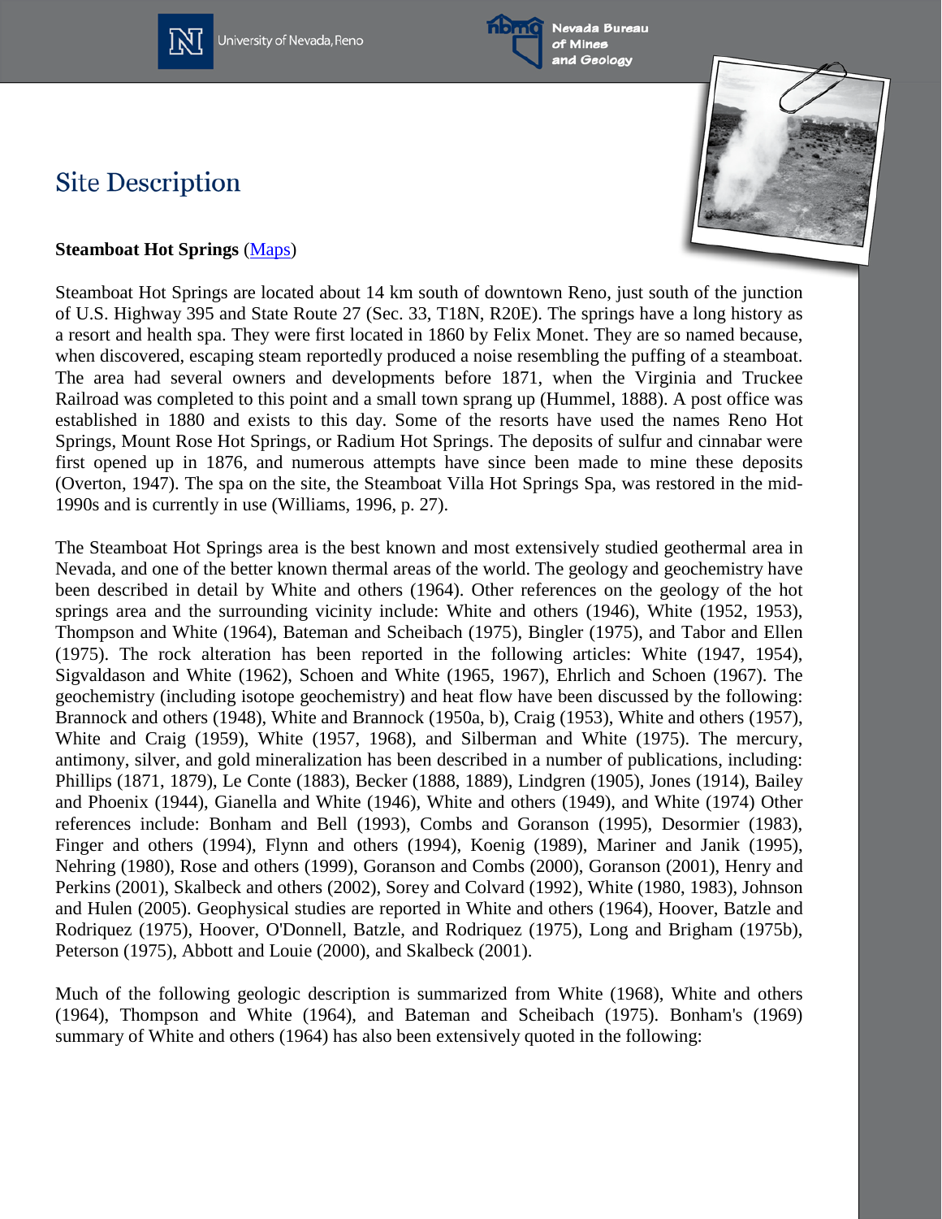# Site Description

**Steamboat Hot Springs** (Maps)

Steamboat Hot Springs are located about 14 km south of downtown Reno, just south of the junction of U.S. Highway 395 and State Route 27 (Sec. 33, T18N, R20E). The springs have a long history as a resort and health spa. They were first located in 1860 by Felix Monet. They are so named because, when discovered, escaping steam reportedly produced a noise resembling the puffing of a steamboat. The area had several owners and developments before 1871, when the Virginia and Truckee Railroad was completed to this point and a small town sprang up (Hummel, 1888). A post office was established in 1880 and exists to this day. Some of the resorts have used the names Reno Hot Springs, Mount Rose Hot Springs, or Radium Hot Springs. The deposits of sulfur and cinnabar were first opened up in 1876, and numerous attempts have since been made to mine these deposits (Overton, 1947). The spa on the site, the Steamboat Villa Hot Springs Spa, was restored in the mid-1990s and is currently in use (Williams, 1996, p. 27).

The Steamboat Hot Springs area is the best known and most extensively studied geothermal area in Nevada, and one of the better known thermal areas of the world. The geology and geochemistry have been described in detail by White and others (1964). Other references on the geology of the hot springs area and the surrounding vicinity include: White and others (1946), White (1952, 1953), Thompson and White (1964), Bateman and Scheibach (1975), Bingler (1975), and Tabor and Ellen (1975). The rock alteration has been reported in the following articles: White (1947, 1954), Sigvaldason and White (1962), Schoen and White (1965, 1967), Ehrlich and Schoen (1967). The geochemistry (including isotope geochemistry) and heat flow have been discussed by the following: Brannock and others (1948), White and Brannock (1950a, b), Craig (1953), White and others (1957), White and Craig (1959), White (1957, 1968), and Silberman and White (1975). The mercury, antimony, silver, and gold mineralization has been described in a number of publications, including: Phillips (1871, 1879), Le Conte (1883), Becker (1888, 1889), Lindgren (1905), Jones (1914), Bailey and Phoenix (1944), Gianella and White (1946), White and others (1949), and White (1974) Other references include: Bonham and Bell (1993), Combs and Goranson (1995), Desormier (1983), Finger and others (1994), Flynn and others (1994), Koenig (1989), Mariner and Janik (1995), Nehring (1980), Rose and others (1999), Goranson and Combs (2000), Goranson (2001), Henry and Perkins (2001), Skalbeck and others (2002), Sorey and Colvard (1992), White (1980, 1983), Johnson and Hulen (2005). Geophysical studies are reported in White and others (1964), Hoover, Batzle and Rodriquez (1975), Hoover, O'Donnell, Batzle, and Rodriquez (1975), Long and Brigham (1975b), Peterson (1975), Abbott and Louie (2000), and Skalbeck (2001).

Much of the following geologic description is summarized from White (1968), White and others (1964), Thompson and White (1964), and Bateman and Scheibach (1975). Bonham's (1969) summary of White and others (1964) has also been extensively quoted in the following: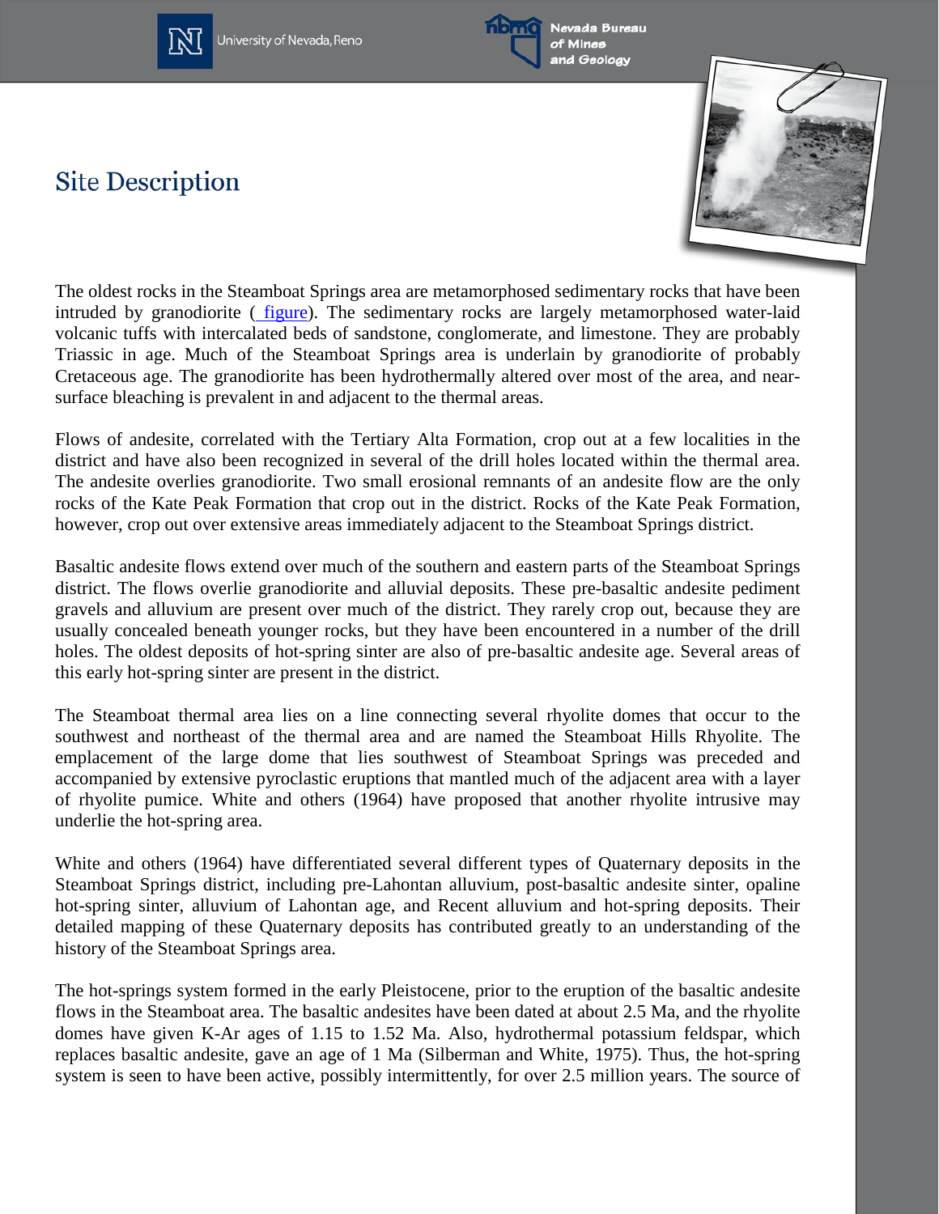# Site Description

The oldest rocks in the Steamboat Springs area are metamorphosed sedimentary rocks that have been intruded by granodiorite ( figure). The sedimentary rocks are largely metamorphosed water-laid volcanic tuffs with intercalated beds of sandstone, conglomerate, and limestone. They are probably Triassic in age. Much of the Steamboat Springs area is underlain by granodiorite of probably Cretaceous age. The granodiorite has been hydrothermally altered over most of the area, and near-surface bleaching is prevalent in and adjacent to the thermal areas.

Flows of andesite, correlated with the Tertiary Alta Formation, crop out at a few localities in the district and have also been recognized in several of the drill holes located within the thermal area. The andesite overlies granodiorite. Two small erosional remnants of an andesite flow are the only rocks of the Kate Peak Formation that crop out in the district. Rocks of the Kate Peak Formation, however, crop out over extensive areas immediately adjacent to the Steamboat Springs district.

Basaltic andesite flows extend over much of the southern and eastern parts of the Steamboat Springs district. The flows overlie granodiorite and alluvial deposits. These pre-basaltic andesite pediment gravels and alluvium are present over much of the district. They rarely crop out, because they are usually concealed beneath younger rocks, but they have been encountered in a number of the drill holes. The oldest deposits of hot-spring sinter are also of pre-basaltic andesite age. Several areas of this early hot-spring sinter are present in the district.

The Steamboat thermal area lies on a line connecting several rhyolite domes that occur to the southwest and northeast of the thermal area and are named the Steamboat Hills Rhyolite. The emplacement of the large dome that lies southwest of Steamboat Springs was preceded and accompanied by extensive pyroclastic eruptions that mantled much of the adjacent area with a layer of rhyolite pumice. White and others (1964) have proposed that another rhyolite intrusive may underlie the hot-spring area.

White and others (1964) have differentiated several different types of Quaternary deposits in the Steamboat Springs district, including pre-Lahontan alluvium, post-basaltic andesite sinter, opaline hot-spring sinter, alluvium of Lahontan age, and Recent alluvium and hot-spring deposits. Their detailed mapping of these Quaternary deposits has contributed greatly to an understanding of the history of the Steamboat Springs area.

The hot-springs system formed in the early Pleistocene, prior to the eruption of the basaltic andesite flows in the Steamboat area. The basaltic andesites have been dated at about 2.5 Ma, and the rhyolite domes have given K-Ar ages of 1.15 to 1.52 Ma. Also, hydrothermal potassium feldspar, which replaces basaltic andesite, gave an age of 1 Ma (Silberman and White, 1975). Thus, the hot-spring system is seen to have been active, possibly intermittently, for over 2.5 million years. The source of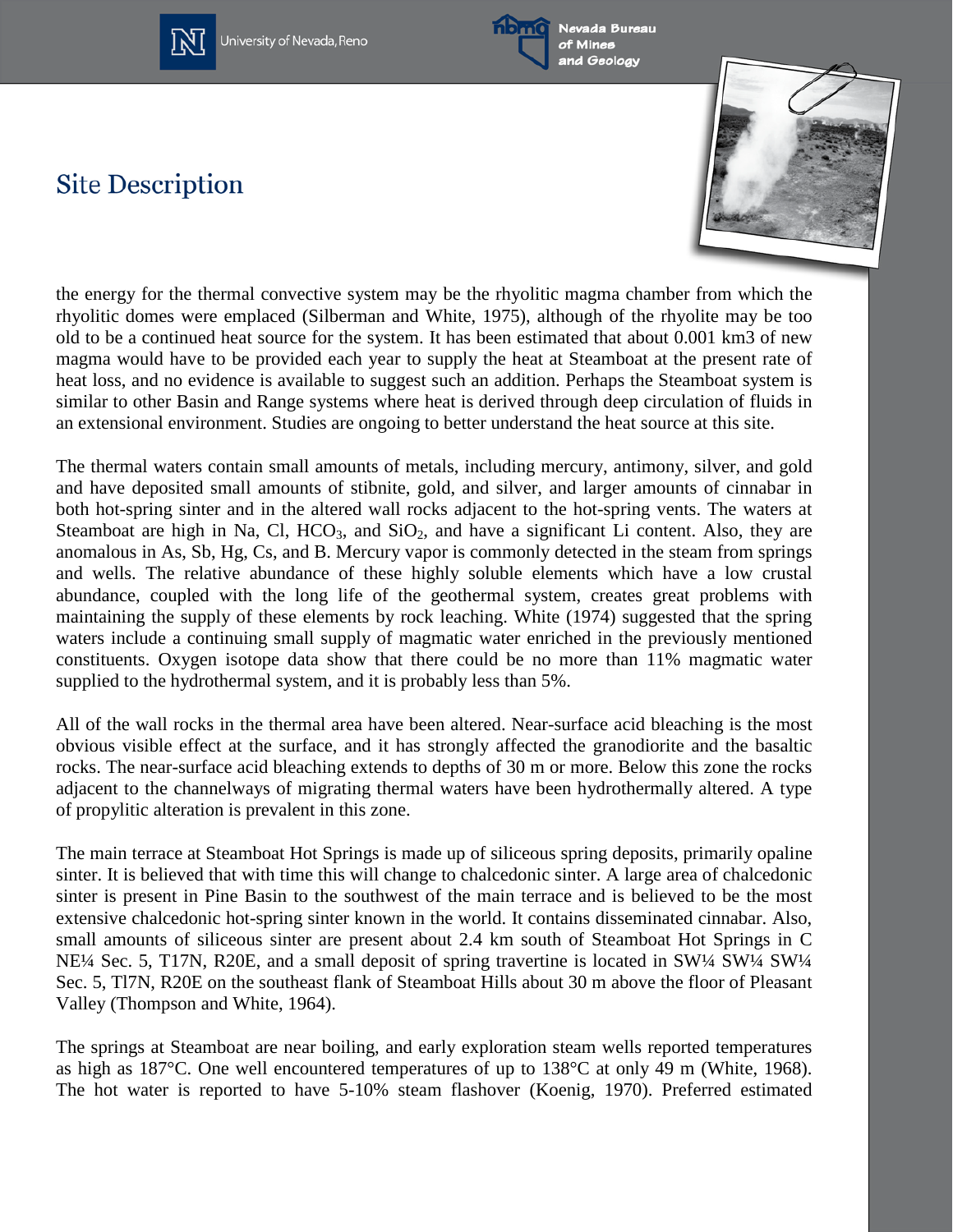## Site Description

the energy for the thermal convective system may be the rhyolitic magma chamber from which the rhyolitic domes were emplaced (Silberman and White, 1975), although of the rhyolite may be too old to be a continued heat source for the system. It has been estimated that about 0.001 km3 of new magma would have to be provided each year to supply the heat at Steamboat at the present rate of heat loss, and no evidence is available to suggest such an addition. Perhaps the Steamboat system is similar to other Basin and Range systems where heat is derived through deep circulation of fluids in an extensional environment. Studies are ongoing to better understand the heat source at this site.

The thermal waters contain small amounts of metals, including mercury, antimony, silver, and gold and have deposited small amounts of stibnite, gold, and silver, and larger amounts of cinnabar in both hot-spring sinter and in the altered wall rocks adjacent to the hot-spring vents. The waters at Steamboat are high in Na, Cl, $HCO_3$, and $SiO_2$, and have a significant Li content. Also, they are anomalous in As, Sb, Hg, Cs, and B. Mercury vapor is commonly detected in the steam from springs and wells. The relative abundance of these highly soluble elements which have a low crustal abundance, coupled with the long life of the geothermal system, creates great problems with maintaining the supply of these elements by rock leaching. White (1974) suggested that the spring waters include a continuing small supply of magmatic water enriched in the previously mentioned constituents. Oxygen isotope data show that there could be no more than 11% magmatic water supplied to the hydrothermal system, and it is probably less than 5%.

All of the wall rocks in the thermal area have been altered. Near-surface acid bleaching is the most obvious visible effect at the surface, and it has strongly affected the granodiorite and the basaltic rocks. The near-surface acid bleaching extends to depths of 30 m or more. Below this zone the rocks adjacent to the channelways of migrating thermal waters have been hydrothermally altered. A type of propylitic alteration is prevalent in this zone.

The main terrace at Steamboat Hot Springs is made up of siliceous spring deposits, primarily opaline sinter. It is believed that with time this will change to chalcedonic sinter. A large area of chalcedonic sinter is present in Pine Basin to the southwest of the main terrace and is believed to be the most extensive chalcedonic hot-spring sinter known in the world. It contains disseminated cinnabar. Also, small amounts of siliceous sinter are present about 2.4 km south of Steamboat Hot Springs in C NE¼ Sec. 5, T17N, R20E, and a small deposit of spring travertine is located in SW¼ SW¼ SW¼ Sec. 5, Tl7N, R20E on the southeast flank of Steamboat Hills about 30 m above the floor of Pleasant Valley (Thompson and White, 1964).

The springs at Steamboat are near boiling, and early exploration steam wells reported temperatures as high as 187°C. One well encountered temperatures of up to 138°C at only 49 m (White, 1968). The hot water is reported to have 5-10% steam flashover (Koenig, 1970). Preferred estimated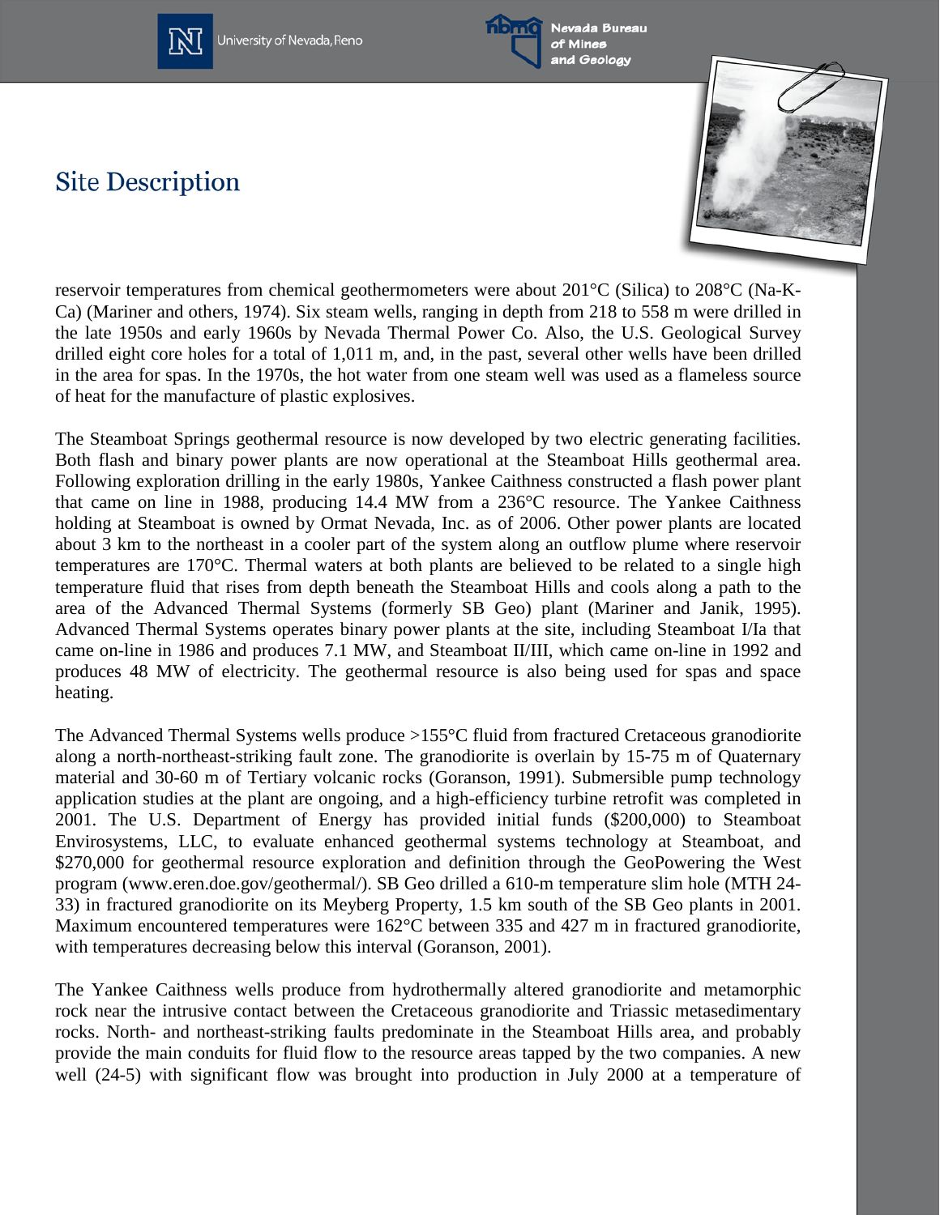## Site Description

reservoir temperatures from chemical geothermometers were about 201°C (Silica) to 208°C (Na-K-Ca) (Mariner and others, 1974). Six steam wells, ranging in depth from 218 to 558 m were drilled in the late 1950s and early 1960s by Nevada Thermal Power Co. Also, the U.S. Geological Survey drilled eight core holes for a total of 1,011 m, and, in the past, several other wells have been drilled in the area for spas. In the 1970s, the hot water from one steam well was used as a flameless source of heat for the manufacture of plastic explosives.

The Steamboat Springs geothermal resource is now developed by two electric generating facilities. Both flash and binary power plants are now operational at the Steamboat Hills geothermal area. Following exploration drilling in the early 1980s, Yankee Caithness constructed a flash power plant that came on line in 1988, producing 14.4 MW from a 236°C resource. The Yankee Caithness holding at Steamboat is owned by Ormat Nevada, Inc. as of 2006. Other power plants are located about 3 km to the northeast in a cooler part of the system along an outflow plume where reservoir temperatures are 170°C. Thermal waters at both plants are believed to be related to a single high temperature fluid that rises from depth beneath the Steamboat Hills and cools along a path to the area of the Advanced Thermal Systems (formerly SB Geo) plant (Mariner and Janik, 1995). Advanced Thermal Systems operates binary power plants at the site, including Steamboat I/Ia that came on-line in 1986 and produces 7.1 MW, and Steamboat II/III, which came on-line in 1992 and produces 48 MW of electricity. The geothermal resource is also being used for spas and space heating.

The Advanced Thermal Systems wells produce >155°C fluid from fractured Cretaceous granodiorite along a north-northeast-striking fault zone. The granodiorite is overlain by 15-75 m of Quaternary material and 30-60 m of Tertiary volcanic rocks (Goranson, 1991). Submersible pump technology application studies at the plant are ongoing, and a high-efficiency turbine retrofit was completed in 2001. The U.S. Department of Energy has provided initial funds ($200,000) to Steamboat Envirosystems, LLC, to evaluate enhanced geothermal systems technology at Steamboat, and $270,000 for geothermal resource exploration and definition through the GeoPowering the West program (www.eren.doe.gov/geothermal/). SB Geo drilled a 610-m temperature slim hole (MTH 24-33) in fractured granodiorite on its Meyberg Property, 1.5 km south of the SB Geo plants in 2001. Maximum encountered temperatures were 162°C between 335 and 427 m in fractured granodiorite, with temperatures decreasing below this interval (Goranson, 2001).

The Yankee Caithness wells produce from hydrothermally altered granodiorite and metamorphic rock near the intrusive contact between the Cretaceous granodiorite and Triassic metasedimentary rocks. North- and northeast-striking faults predominate in the Steamboat Hills area, and probably provide the main conduits for fluid flow to the resource areas tapped by the two companies. A new well (24-5) with significant flow was brought into production in July 2000 at a temperature of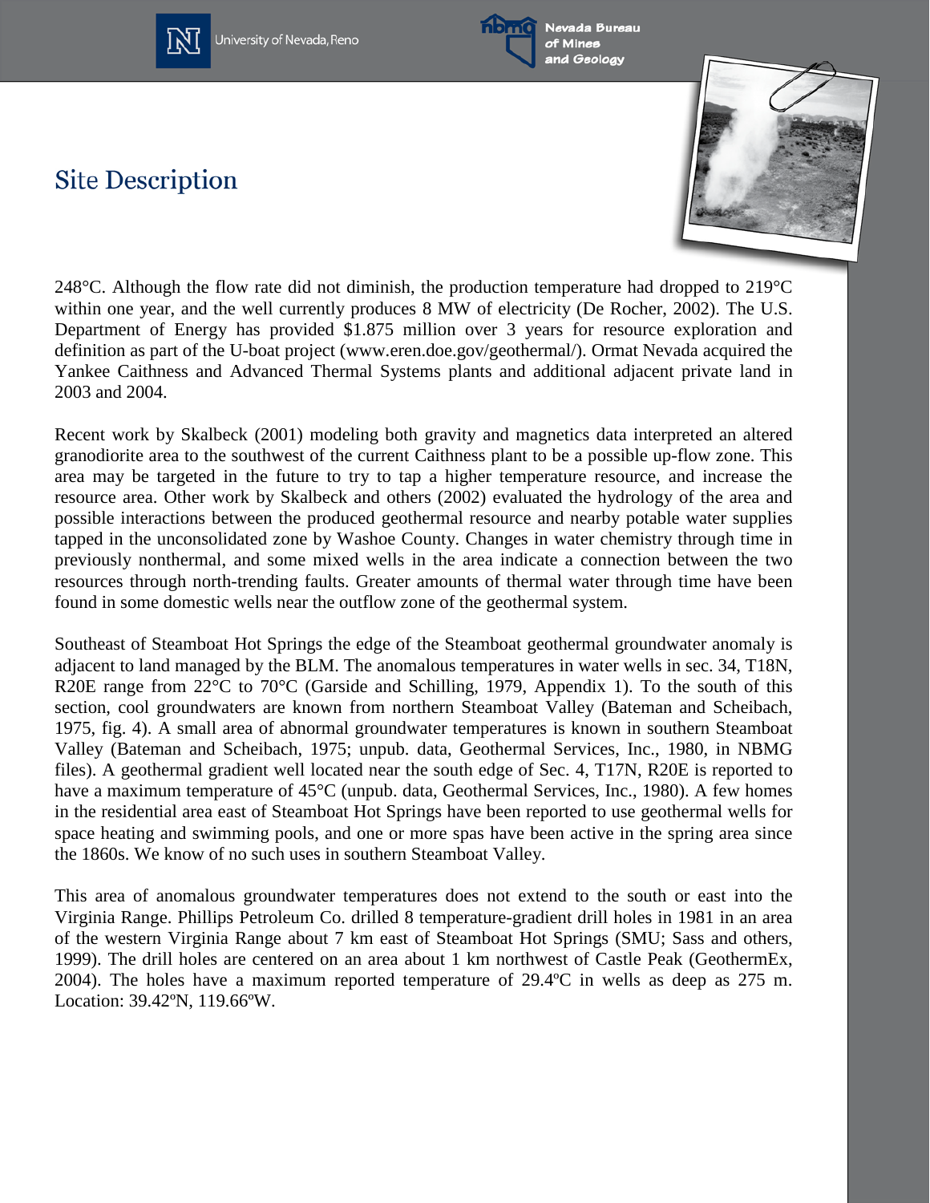## Site Description

248°C. Although the flow rate did not diminish, the production temperature had dropped to 219°C within one year, and the well currently produces 8 MW of electricity (De Rocher, 2002). The U.S. Department of Energy has provided $1.875 million over 3 years for resource exploration and definition as part of the U-boat project (www.eren.doe.gov/geothermal/). Ormat Nevada acquired the Yankee Caithness and Advanced Thermal Systems plants and additional adjacent private land in 2003 and 2004.

Recent work by Skalbeck (2001) modeling both gravity and magnetics data interpreted an altered granodiorite area to the southwest of the current Caithness plant to be a possible up-flow zone. This area may be targeted in the future to try to tap a higher temperature resource, and increase the resource area. Other work by Skalbeck and others (2002) evaluated the hydrology of the area and possible interactions between the produced geothermal resource and nearby potable water supplies tapped in the unconsolidated zone by Washoe County. Changes in water chemistry through time in previously nonthermal, and some mixed wells in the area indicate a connection between the two resources through north-trending faults. Greater amounts of thermal water through time have been found in some domestic wells near the outflow zone of the geothermal system.

Southeast of Steamboat Hot Springs the edge of the Steamboat geothermal groundwater anomaly is adjacent to land managed by the BLM. The anomalous temperatures in water wells in sec. 34, T18N, R20E range from 22°C to 70°C (Garside and Schilling, 1979, Appendix 1). To the south of this section, cool groundwaters are known from northern Steamboat Valley (Bateman and Scheibach, 1975, fig. 4). A small area of abnormal groundwater temperatures is known in southern Steamboat Valley (Bateman and Scheibach, 1975; unpub. data, Geothermal Services, Inc., 1980, in NBMG files). A geothermal gradient well located near the south edge of Sec. 4, T17N, R20E is reported to have a maximum temperature of 45°C (unpub. data, Geothermal Services, Inc., 1980). A few homes in the residential area east of Steamboat Hot Springs have been reported to use geothermal wells for space heating and swimming pools, and one or more spas have been active in the spring area since the 1860s. We know of no such uses in southern Steamboat Valley.

This area of anomalous groundwater temperatures does not extend to the south or east into the Virginia Range. Phillips Petroleum Co. drilled 8 temperature-gradient drill holes in 1981 in an area of the western Virginia Range about 7 km east of Steamboat Hot Springs (SMU; Sass and others, 1999). The drill holes are centered on an area about 1 km northwest of Castle Peak (GeothermEx, 2004). The holes have a maximum reported temperature of 29.4ºC in wells as deep as 275 m. Location: 39.42ºN, 119.66ºW.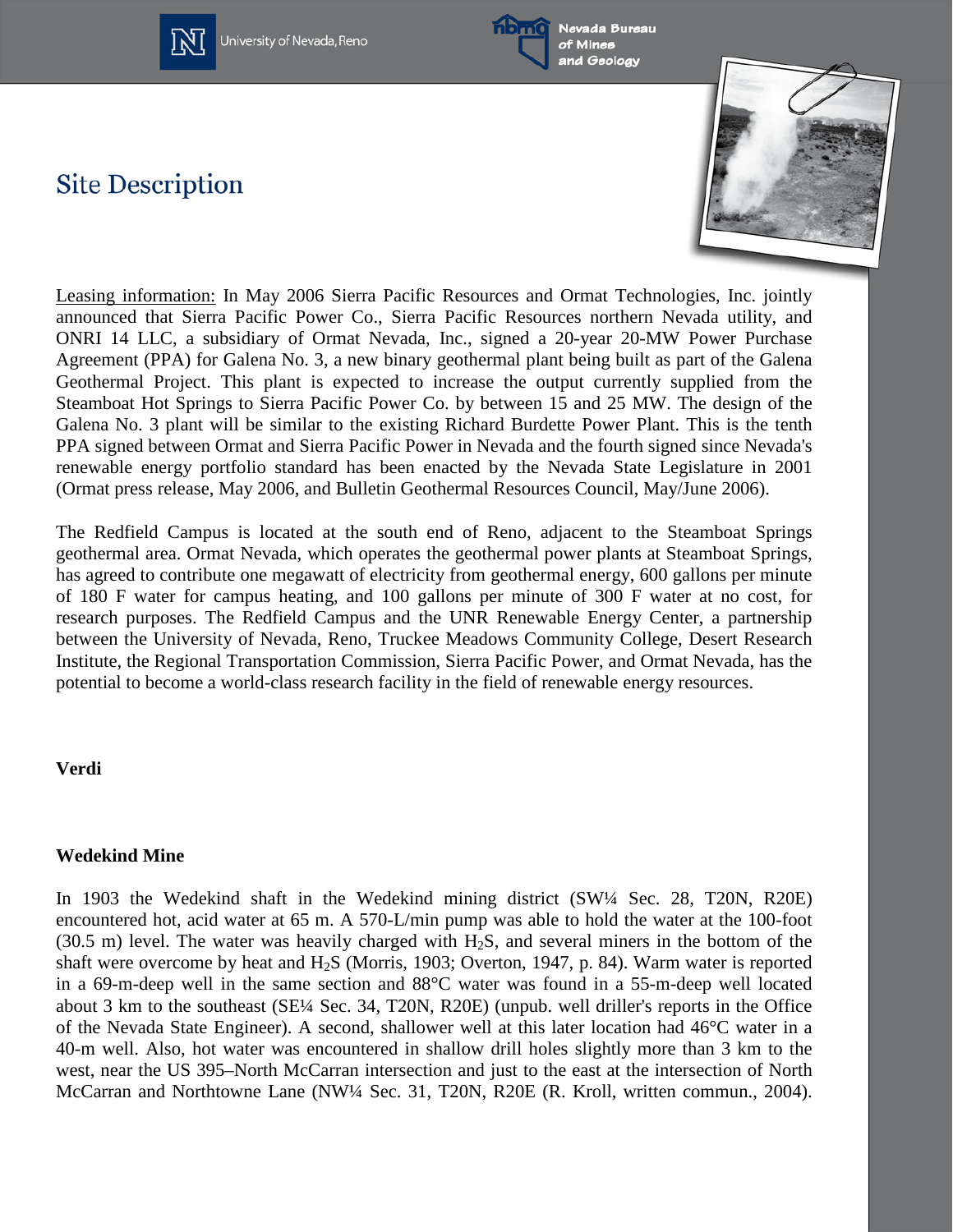# Site Description

Leasing information: In May 2006 Sierra Pacific Resources and Ormat Technologies, Inc. jointly announced that Sierra Pacific Power Co., Sierra Pacific Resources northern Nevada utility, and ONRI 14 LLC, a subsidiary of Ormat Nevada, Inc., signed a 20-year 20-MW Power Purchase Agreement (PPA) for Galena No. 3, a new binary geothermal plant being built as part of the Galena Geothermal Project. This plant is expected to increase the output currently supplied from the Steamboat Hot Springs to Sierra Pacific Power Co. by between 15 and 25 MW. The design of the Galena No. 3 plant will be similar to the existing Richard Burdette Power Plant. This is the tenth PPA signed between Ormat and Sierra Pacific Power in Nevada and the fourth signed since Nevada's renewable energy portfolio standard has been enacted by the Nevada State Legislature in 2001 (Ormat press release, May 2006, and Bulletin Geothermal Resources Council, May/June 2006).

The Redfield Campus is located at the south end of Reno, adjacent to the Steamboat Springs geothermal area. Ormat Nevada, which operates the geothermal power plants at Steamboat Springs, has agreed to contribute one megawatt of electricity from geothermal energy, 600 gallons per minute of 180 F water for campus heating, and 100 gallons per minute of 300 F water at no cost, for research purposes. The Redfield Campus and the UNR Renewable Energy Center, a partnership between the University of Nevada, Reno, Truckee Meadows Community College, Desert Research Institute, the Regional Transportation Commission, Sierra Pacific Power, and Ormat Nevada, has the potential to become a world-class research facility in the field of renewable energy resources.

**Verdi**

**Wedekind Mine**

In 1903 the Wedekind shaft in the Wedekind mining district (SW¼ Sec. 28, T20N, R20E) encountered hot, acid water at 65 m. A 570-L/min pump was able to hold the water at the 100-foot (30.5 m) level. The water was heavily charged with $H_2S$, and several miners in the bottom of the shaft were overcome by heat and $H_2S$ (Morris, 1903; Overton, 1947, p. 84). Warm water is reported in a 69-m-deep well in the same section and 88°C water was found in a 55-m-deep well located about 3 km to the southeast (SE¼ Sec. 34, T20N, R20E) (unpub. well driller's reports in the Office of the Nevada State Engineer). A second, shallower well at this later location had 46°C water in a 40-m well. Also, hot water was encountered in shallow drill holes slightly more than 3 km to the west, near the US 395–North McCarran intersection and just to the east at the intersection of North McCarran and Northtowne Lane (NW¼ Sec. 31, T20N, R20E (R. Kroll, written commun., 2004).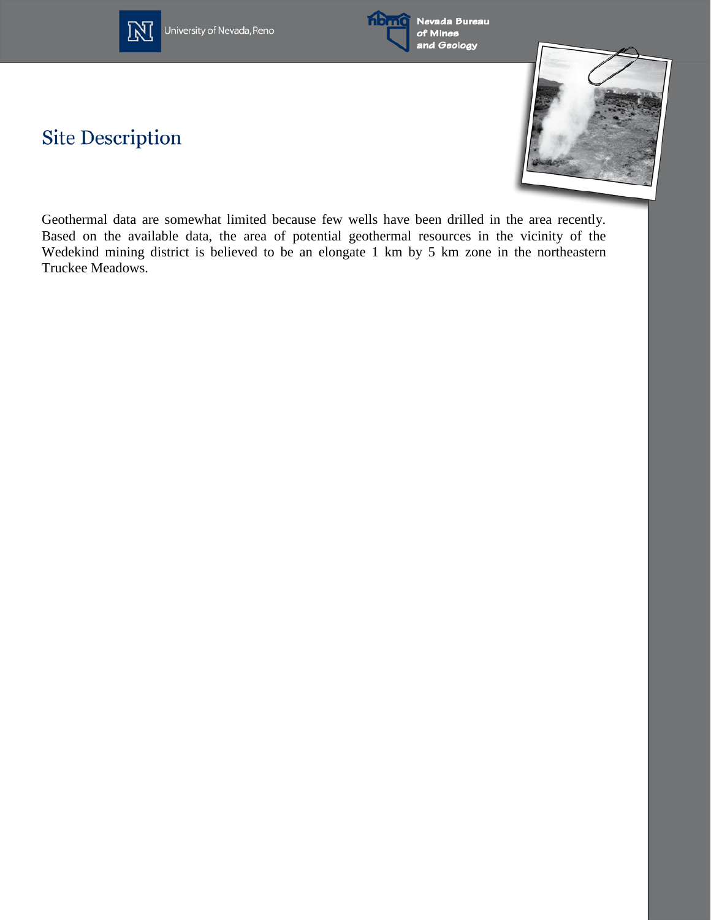## Site Description

Geothermal data are somewhat limited because few wells have been drilled in the area recently. Based on the available data, the area of potential geothermal resources in the vicinity of the Wedekind mining district is believed to be an elongate 1 km by 5 km zone in the northeastern Truckee Meadows.